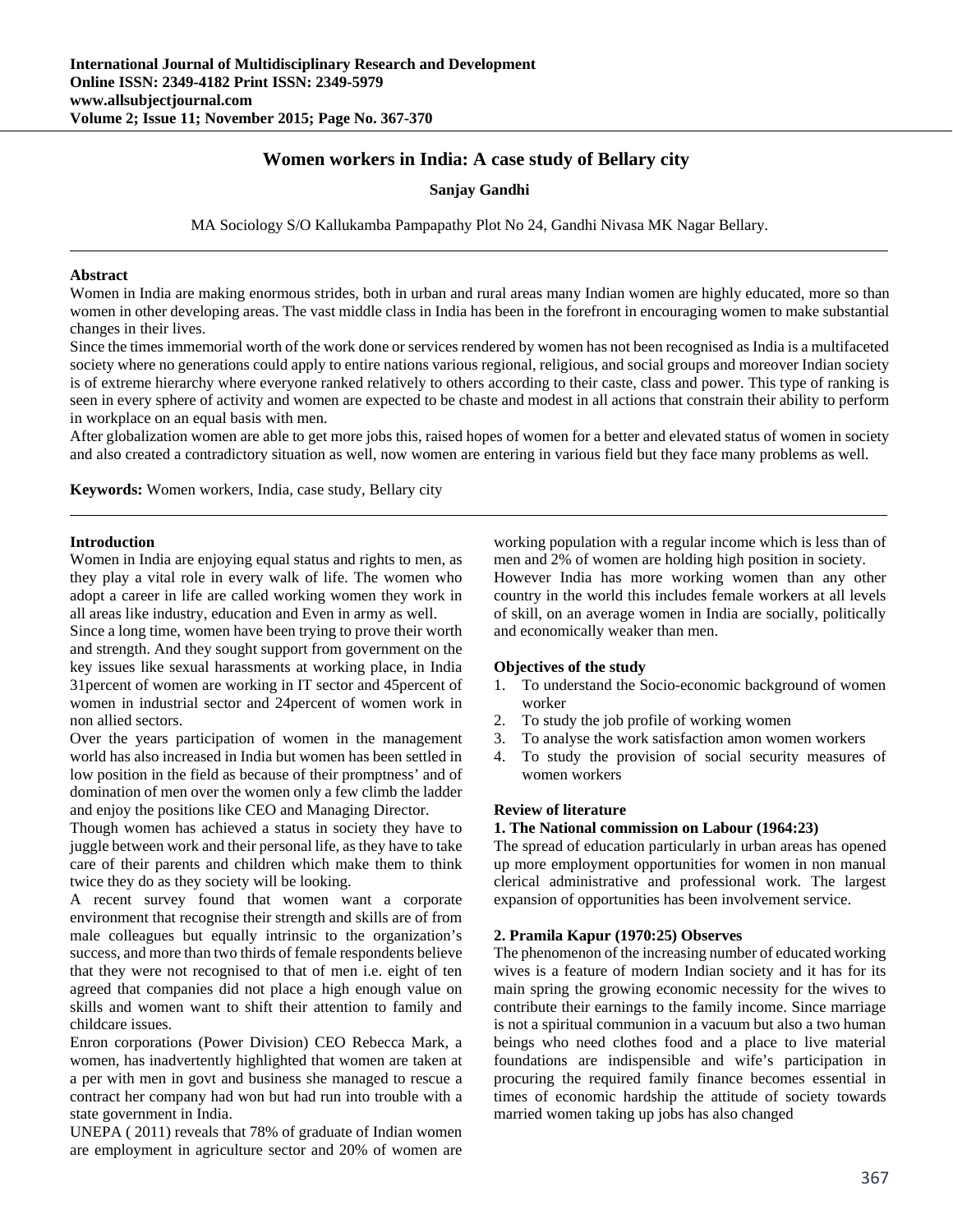# Women workers in India: A case study of Bellary city

**Sanjay Gandhi**

MA Sociology S/O Kallukamba Pampapathy Plot No 24, Gandhi Nivasa MK Nagar Bellary.

---

**Abstract**

Women in India are making enormous strides, both in urban and rural areas many Indian women are highly educated, more so than women in other developing areas. The vast middle class in India has been in the forefront in encouraging women to make substantial changes in their lives.

Since the times immemorial worth of the work done or services rendered by women has not been recognised as India is a multifaceted society where no generations could apply to entire nations various regional, religious, and social groups and moreover Indian society is of extreme hierarchy where everyone ranked relatively to others according to their caste, class and power. This type of ranking is seen in every sphere of activity and women are expected to be chaste and modest in all actions that constrain their ability to perform in workplace on an equal basis with men.

After globalization women are able to get more jobs this, raised hopes of women for a better and elevated status of women in society and also created a contradictory situation as well, now women are entering in various field but they face many problems as well.

**Keywords:** Women workers, India, case study, Bellary city

---

## Introduction

Women in India are enjoying equal status and rights to men, as they play a vital role in every walk of life. The women who adopt a career in life are called working women they work in all areas like industry, education and Even in army as well.

Since a long time, women have been trying to prove their worth and strength. And they sought support from government on the key issues like sexual harassments at working place, in India 31percent of women are working in IT sector and 45percent of women in industrial sector and 24percent of women work in non allied sectors.

Over the years participation of women in the management world has also increased in India but women has been settled in low position in the field as because of their promptness' and of domination of men over the women only a few climb the ladder and enjoy the positions like CEO and Managing Director.

Though women has achieved a status in society they have to juggle between work and their personal life, as they have to take care of their parents and children which make them to think twice they do as they society will be looking.

A recent survey found that women want a corporate environment that recognise their strength and skills are of from male colleagues but equally intrinsic to the organization's success, and more than two thirds of female respondents believe that they were not recognised to that of men i.e. eight of ten agreed that companies did not place a high enough value on skills and women want to shift their attention to family and childcare issues.

Enron corporations (Power Division) CEO Rebecca Mark, a women, has inadvertently highlighted that women are taken at a per with men in govt and business she managed to rescue a contract her company had won but had run into trouble with a state government in India.

UNEPA ( 2011) reveals that 78% of graduate of Indian women are employment in agriculture sector and 20% of women are working population with a regular income which is less than of men and 2% of women are holding high position in society.

However India has more working women than any other country in the world this includes female workers at all levels of skill, on an average women in India are socially, politically and economically weaker than men.

## Objectives of the study

1. To understand the Socio-economic background of women worker
2. To study the job profile of working women
3. To analyse the work satisfaction amon women workers
4. To study the provision of social security measures of women workers

## Review of literature

### 1. The National commission on Labour (1964:23)

The spread of education particularly in urban areas has opened up more employment opportunities for women in non manual clerical administrative and professional work. The largest expansion of opportunities has been involvement service.

### 2. Pramila Kapur (1970:25) Observes

The phenomenon of the increasing number of educated working wives is a feature of modern Indian society and it has for its main spring the growing economic necessity for the wives to contribute their earnings to the family income. Since marriage is not a spiritual communion in a vacuum but also a two human beings who need clothes food and a place to live material foundations are indispensible and wife's participation in procuring the required family finance becomes essential in times of economic hardship the attitude of society towards married women taking up jobs has also changed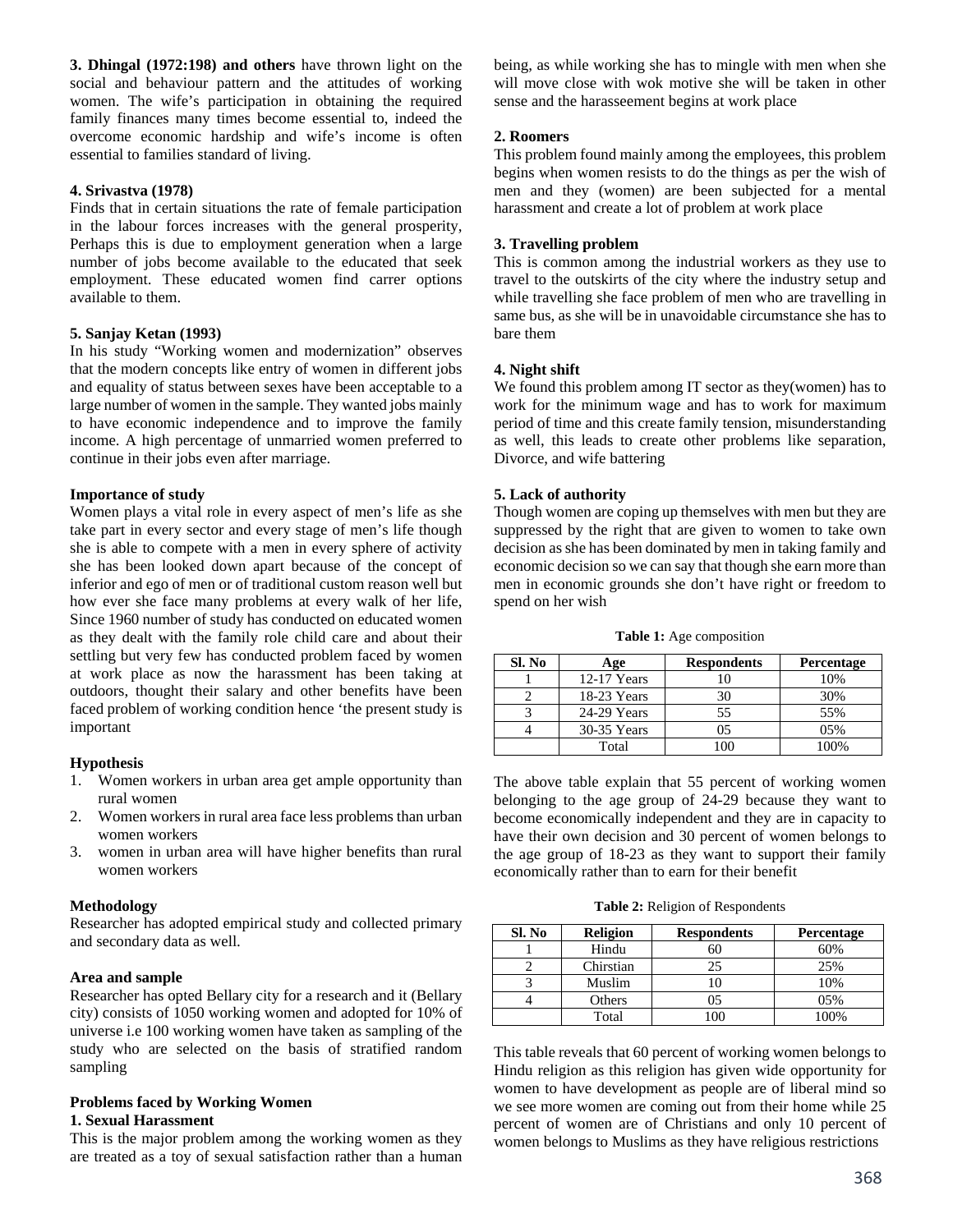**3. Dhingal (1972:198) and others** have thrown light on the social and behaviour pattern and the attitudes of working women. The wife's participation in obtaining the required family finances many times become essential to, indeed the overcome economic hardship and wife's income is often essential to families standard of living.

**4. Srivastva (1978)**

Finds that in certain situations the rate of female participation in the labour forces increases with the general prosperity, Perhaps this is due to employment generation when a large number of jobs become available to the educated that seek employment. These educated women find carrer options available to them.

**5. Sanjay Ketan (1993)**

In his study "Working women and modernization" observes that the modern concepts like entry of women in different jobs and equality of status between sexes have been acceptable to a large number of women in the sample. They wanted jobs mainly to have economic independence and to improve the family income. A high percentage of unmarried women preferred to continue in their jobs even after marriage.

**Importance of study**

Women plays a vital role in every aspect of men's life as she take part in every sector and every stage of men's life though she is able to compete with a men in every sphere of activity she has been looked down apart because of the concept of inferior and ego of men or of traditional custom reason well but how ever she face many problems at every walk of her life, Since 1960 number of study has conducted on educated women as they dealt with the family role child care and about their settling but very few has conducted problem faced by women at work place as now the harassment has been taking at outdoors, thought their salary and other benefits have been faced problem of working condition hence 'the present study is important

**Hypothesis**

1. Women workers in urban area get ample opportunity than rural women
2. Women workers in rural area face less problems than urban women workers
3. women in urban area will have higher benefits than rural women workers

**Methodology**

Researcher has adopted empirical study and collected primary and secondary data as well.

**Area and sample**

Researcher has opted Bellary city for a research and it (Bellary city) consists of 1050 working women and adopted for 10% of universe i.e 100 working women have taken as sampling of the study who are selected on the basis of stratified random sampling

**Problems faced by Working Women**

**1. Sexual Harassment**

This is the major problem among the working women as they are treated as a toy of sexual satisfaction rather than a human being, as while working she has to mingle with men when she will move close with wok motive she will be taken in other sense and the harasseement begins at work place

**2. Roomers**

This problem found mainly among the employees, this problem begins when women resists to do the things as per the wish of men and they (women) are been subjected for a mental harassment and create a lot of problem at work place

**3. Travelling problem**

This is common among the industrial workers as they use to travel to the outskirts of the city where the industry setup and while travelling she face problem of men who are travelling in same bus, as she will be in unavoidable circumstance she has to bare them

**4. Night shift**

We found this problem among IT sector as they(women) has to work for the minimum wage and has to work for maximum period of time and this create family tension, misunderstanding as well, this leads to create other problems like separation, Divorce, and wife battering

**5. Lack of authority**

Though women are coping up themselves with men but they are suppressed by the right that are given to women to take own decision as she has been dominated by men in taking family and economic decision so we can say that though she earn more than men in economic grounds she don't have right or freedom to spend on her wish

**Table 1:** Age composition

| Sl. No | Age | Respondents | Percentage |
|---|---|---|---|
| 1 | 12-17 Years | 10 | 10% |
| 2 | 18-23 Years | 30 | 30% |
| 3 | 24-29 Years | 55 | 55% |
| 4 | 30-35 Years | 05 | 05% |
| | Total | 100 | 100% |

The above table explain that 55 percent of working women belonging to the age group of 24-29 because they want to become economically independent and they are in capacity to have their own decision and 30 percent of women belongs to the age group of 18-23 as they want to support their family economically rather than to earn for their benefit

**Table 2:** Religion of Respondents

| Sl. No | Religion | Respondents | Percentage |
|---|---|---|---|
| 1 | Hindu | 60 | 60% |
| 2 | Chirstian | 25 | 25% |
| 3 | Muslim | 10 | 10% |
| 4 | Others | 05 | 05% |
| | Total | 100 | 100% |

This table reveals that 60 percent of working women belongs to Hindu religion as this religion has given wide opportunity for women to have development as people are of liberal mind so we see more women are coming out from their home while 25 percent of women are of Christians and only 10 percent of women belongs to Muslims as they have religious restrictions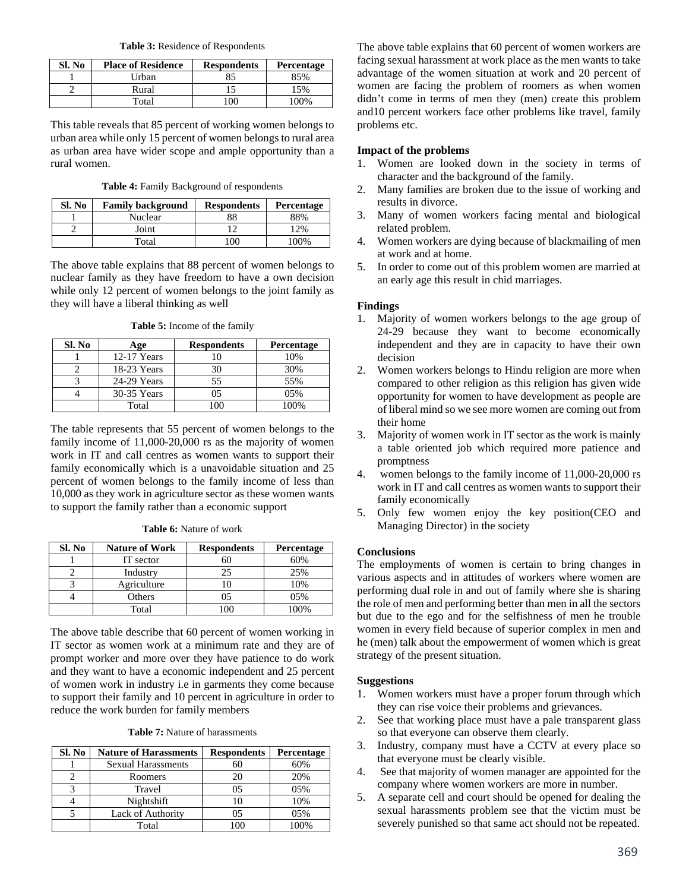**Table 3:** Residence of Respondents

| Sl. No | Place of Residence | Respondents | Percentage |
|---|---|---|---|
| 1 | Urban | 85 | 85% |
| 2 | Rural | 15 | 15% |
| | Total | 100 | 100% |

This table reveals that 85 percent of working women belongs to urban area while only 15 percent of women belongs to rural area as urban area have wider scope and ample opportunity than a rural women.

**Table 4:** Family Background of respondents

| Sl. No | Family background | Respondents | Percentage |
|---|---|---|---|
| 1 | Nuclear | 88 | 88% |
| 2 | Joint | 12 | 12% |
| | Total | 100 | 100% |

The above table explains that 88 percent of women belongs to nuclear family as they have freedom to have a own decision while only 12 percent of women belongs to the joint family as they will have a liberal thinking as well

**Table 5:** Income of the family

| Sl. No | Age | Respondents | Percentage |
|---|---|---|---|
| 1 | 12-17 Years | 10 | 10% |
| 2 | 18-23 Years | 30 | 30% |
| 3 | 24-29 Years | 55 | 55% |
| 4 | 30-35 Years | 05 | 05% |
| | Total | 100 | 100% |

The table represents that 55 percent of women belongs to the family income of 11,000-20,000 rs as the majority of women work in IT and call centres as women wants to support their family economically which is a unavoidable situation and 25 percent of women belongs to the family income of less than 10,000 as they work in agriculture sector as these women wants to support the family rather than a economic support

**Table 6:** Nature of work

| Sl. No | Nature of Work | Respondents | Percentage |
|---|---|---|---|
| 1 | IT sector | 60 | 60% |
| 2 | Industry | 25 | 25% |
| 3 | Agriculture | 10 | 10% |
| 4 | Others | 05 | 05% |
| | Total | 100 | 100% |

The above table describe that 60 percent of women working in IT sector as women work at a minimum rate and they are of prompt worker and more over they have patience to do work and they want to have a economic independent and 25 percent of women work in industry i.e in garments they come because to support their family and 10 percent in agriculture in order to reduce the work burden for family members

**Table 7:** Nature of harassments

| Sl. No | Nature of Harassments | Respondents | Percentage |
|---|---|---|---|
| 1 | Sexual Harassments | 60 | 60% |
| 2 | Roomers | 20 | 20% |
| 3 | Travel | 05 | 05% |
| 4 | Nightshift | 10 | 10% |
| 5 | Lack of Authority | 05 | 05% |
| | Total | 100 | 100% |

The above table explains that 60 percent of women workers are facing sexual harassment at work place as the men wants to take advantage of the women situation at work and 20 percent of women are facing the problem of roomers as when women didn't come in terms of men they (men) create this problem and10 percent workers face other problems like travel, family problems etc.

**Impact of the problems**

1. Women are looked down in the society in terms of character and the background of the family.
2. Many families are broken due to the issue of working and results in divorce.
3. Many of women workers facing mental and biological related problem.
4. Women workers are dying because of blackmailing of men at work and at home.
5. In order to come out of this problem women are married at an early age this result in chid marriages.

**Findings**

1. Majority of women workers belongs to the age group of 24-29 because they want to become economically independent and they are in capacity to have their own decision
2. Women workers belongs to Hindu religion are more when compared to other religion as this religion has given wide opportunity for women to have development as people are of liberal mind so we see more women are coming out from their home
3. Majority of women work in IT sector as the work is mainly a table oriented job which required more patience and promptness
4. women belongs to the family income of 11,000-20,000 rs work in IT and call centres as women wants to support their family economically
5. Only few women enjoy the key position(CEO and Managing Director) in the society

**Conclusions**

The employments of women is certain to bring changes in various aspects and in attitudes of workers where women are performing dual role in and out of family where she is sharing the role of men and performing better than men in all the sectors but due to the ego and for the selfishness of men he trouble women in every field because of superior complex in men and he (men) talk about the empowerment of women which is great strategy of the present situation.

**Suggestions**

1. Women workers must have a proper forum through which they can rise voice their problems and grievances.
2. See that working place must have a pale transparent glass so that everyone can observe them clearly.
3. Industry, company must have a CCTV at every place so that everyone must be clearly visible.
4. See that majority of women manager are appointed for the company where women workers are more in number.
5. A separate cell and court should be opened for dealing the sexual harassments problem see that the victim must be severely punished so that same act should not be repeated.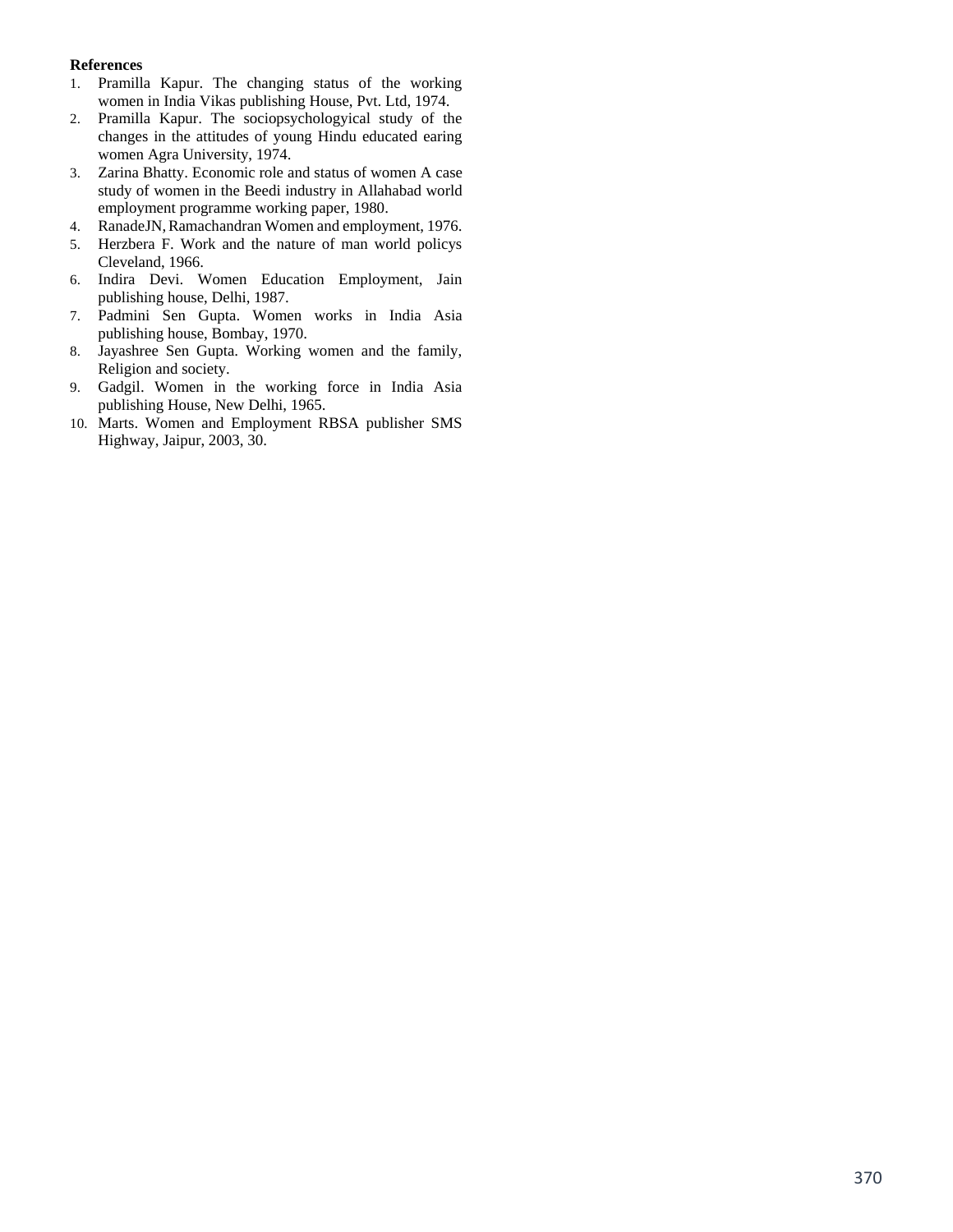**References**

1. Pramilla Kapur. The changing status of the working women in India Vikas publishing House, Pvt. Ltd, 1974.
2. Pramilla Kapur. The sociopsychologyical study of the changes in the attitudes of young Hindu educated earing women Agra University, 1974.
3. Zarina Bhatty. Economic role and status of women A case study of women in the Beedi industry in Allahabad world employment programme working paper, 1980.
4. RanadeJN, Ramachandran Women and employment, 1976.
5. Herzbera F. Work and the nature of man world policys Cleveland, 1966.
6. Indira Devi. Women Education Employment, Jain publishing house, Delhi, 1987.
7. Padmini Sen Gupta. Women works in India Asia publishing house, Bombay, 1970.
8. Jayashree Sen Gupta. Working women and the family, Religion and society.
9. Gadgil. Women in the working force in India Asia publishing House, New Delhi, 1965.
10. Marts. Women and Employment RBSA publisher SMS Highway, Jaipur, 2003, 30.